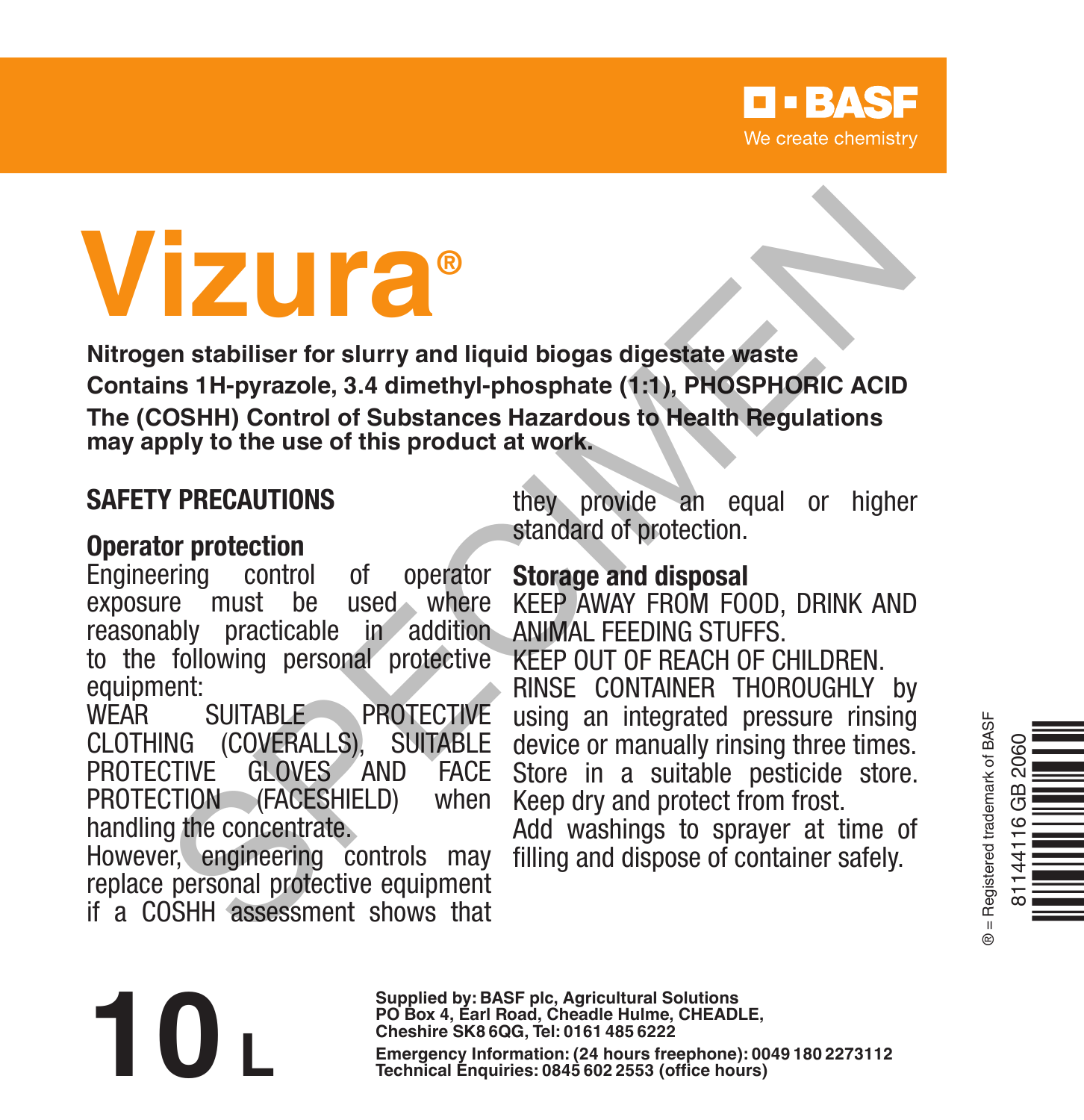BASF
We create chemistry

# Vizura®

**Nitrogen stabiliser for slurry and liquid biogas digestate waste**

**Contains 1H-pyrazole, 3.4 dimethyl-phosphate (1:1), PHOSPHORIC ACID**

**The (COSHH) Control of Substances Hazardous to Health Regulations may apply to the use of this product at work.**

## SAFETY PRECAUTIONS

### Operator protection

Engineering control of operator exposure must be used where reasonably practicable in addition to the following personal protective equipment:

WEAR SUITABLE PROTECTIVE CLOTHING (COVERALLS), SUITABLE PROTECTIVE GLOVES AND FACE PROTECTION (FACESHIELD) when handling the concentrate.

However, engineering controls may replace personal protective equipment if a COSHH assessment shows that they provide an equal or higher standard of protection.

### Storage and disposal

KEEP AWAY FROM FOOD, DRINK AND ANIMAL FEEDING STUFFS.

KEEP OUT OF REACH OF CHILDREN.

RINSE CONTAINER THOROUGHLY by using an integrated pressure rinsing device or manually rinsing three times.

Store in a suitable pesticide store.

Keep dry and protect from frost.

Add washings to sprayer at time of filling and dispose of container safely.

® = Registered trademark of BASF

81144116 GB 2060

# 10 L

**Supplied by: BASF plc, Agricultural Solutions**
**PO Box 4, Earl Road, Cheadle Hulme, CHEADLE, Cheshire SK8 6QG, Tel: 0161 485 6222**

**Emergency Information: (24 hours freephone): 0049 180 2273112**
**Technical Enquiries: 0845 602 2553 (office hours)**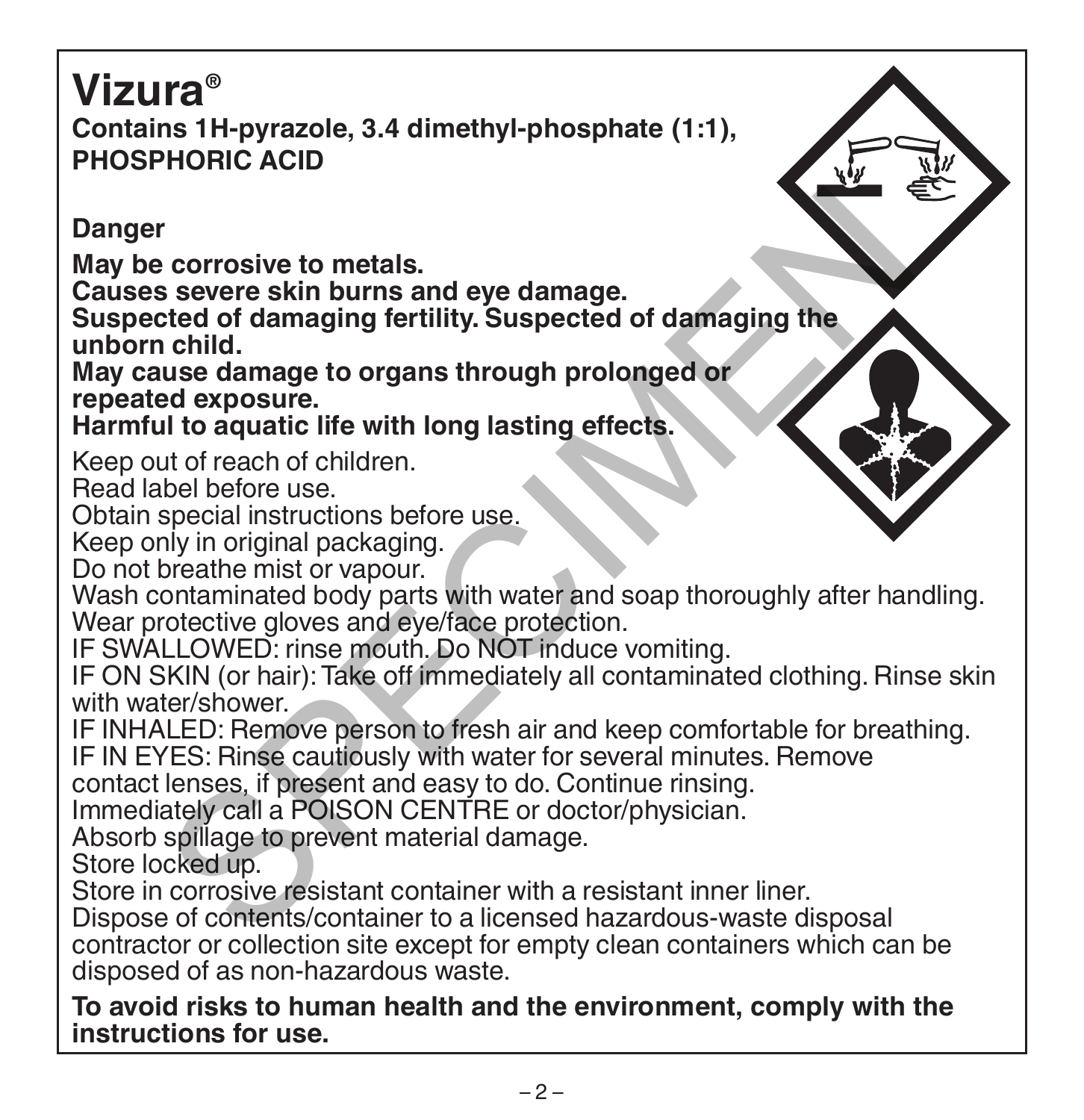# Vizura®

**Contains 1H-pyrazole, 3.4 dimethyl-phosphate (1:1), PHOSPHORIC ACID**

**Danger**

**May be corrosive to metals.**
**Causes severe skin burns and eye damage.**
**Suspected of damaging fertility. Suspected of damaging the unborn child.**
**May cause damage to organs through prolonged or repeated exposure.**
**Harmful to aquatic life with long lasting effects.**

Keep out of reach of children.
Read label before use.
Obtain special instructions before use.
Keep only in original packaging.
Do not breathe mist or vapour.
Wash contaminated body parts with water and soap thoroughly after handling.
Wear protective gloves and eye/face protection.
IF SWALLOWED: rinse mouth. Do NOT induce vomiting.
IF ON SKIN (or hair): Take off immediately all contaminated clothing. Rinse skin with water/shower.
IF INHALED: Remove person to fresh air and keep comfortable for breathing.
IF IN EYES: Rinse cautiously with water for several minutes. Remove contact lenses, if present and easy to do. Continue rinsing.
Immediately call a POISON CENTRE or doctor/physician.
Absorb spillage to prevent material damage.
Store locked up.
Store in corrosive resistant container with a resistant inner liner.
Dispose of contents/container to a licensed hazardous-waste disposal contractor or collection site except for empty clean containers which can be disposed of as non-hazardous waste.

**To avoid risks to human health and the environment, comply with the instructions for use.**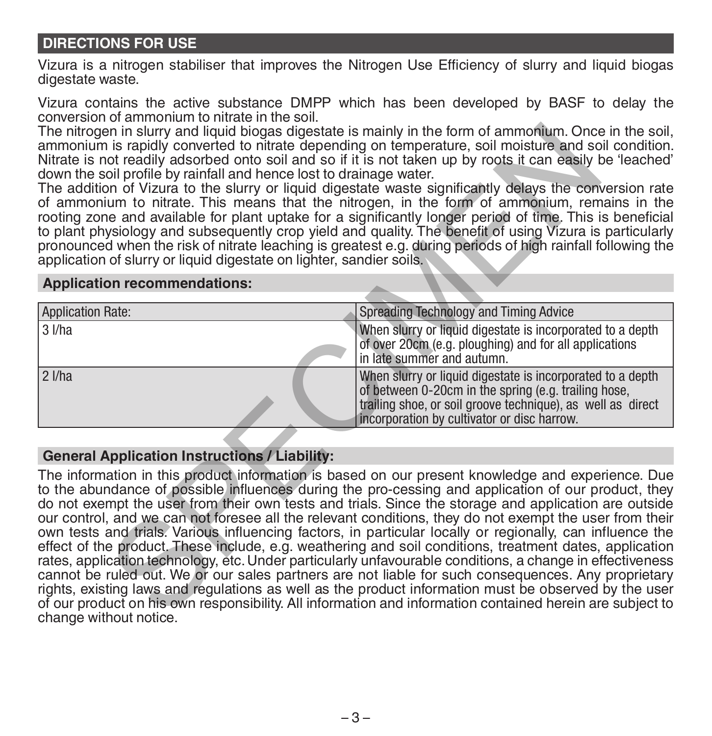## DIRECTIONS FOR USE

Vizura is a nitrogen stabiliser that improves the Nitrogen Use Efficiency of slurry and liquid biogas digestate waste.

Vizura contains the active substance DMPP which has been developed by BASF to delay the conversion of ammonium to nitrate in the soil.
The nitrogen in slurry and liquid biogas digestate is mainly in the form of ammonium. Once in the soil, ammonium is rapidly converted to nitrate depending on temperature, soil moisture and soil condition. Nitrate is not readily adsorbed onto soil and so if it is not taken up by roots it can easily be 'leached' down the soil profile by rainfall and hence lost to drainage water.
The addition of Vizura to the slurry or liquid digestate waste significantly delays the conversion rate of ammonium to nitrate. This means that the nitrogen, in the form of ammonium, remains in the rooting zone and available for plant uptake for a significantly longer period of time. This is beneficial to plant physiology and subsequently crop yield and quality. The benefit of using Vizura is particularly pronounced when the risk of nitrate leaching is greatest e.g. during periods of high rainfall following the application of slurry or liquid digestate on lighter, sandier soils.

### Application recommendations:

| Application Rate: | Spreading Technology and Timing Advice |
|---|---|
| 3 l/ha | When slurry or liquid digestate is incorporated to a depth of over 20cm (e.g. ploughing) and for all applications in late summer and autumn. |
| 2 l/ha | When slurry or liquid digestate is incorporated to a depth of between 0-20cm in the spring (e.g. trailing hose, trailing shoe, or soil groove technique), as well as direct incorporation by cultivator or disc harrow. |

### General Application Instructions / Liability:

The information in this product information is based on our present knowledge and experience. Due to the abundance of possible influences during the pro-cessing and application of our product, they do not exempt the user from their own tests and trials. Since the storage and application are outside our control, and we can not foresee all the relevant conditions, they do not exempt the user from their own tests and trials. Various influencing factors, in particular locally or regionally, can influence the effect of the product. These include, e.g. weathering and soil conditions, treatment dates, application rates, application technology, etc. Under particularly unfavourable conditions, a change in effectiveness cannot be ruled out. We or our sales partners are not liable for such consequences. Any proprietary rights, existing laws and regulations as well as the product information must be observed by the user of our product on his own responsibility. All information and information contained herein are subject to change without notice.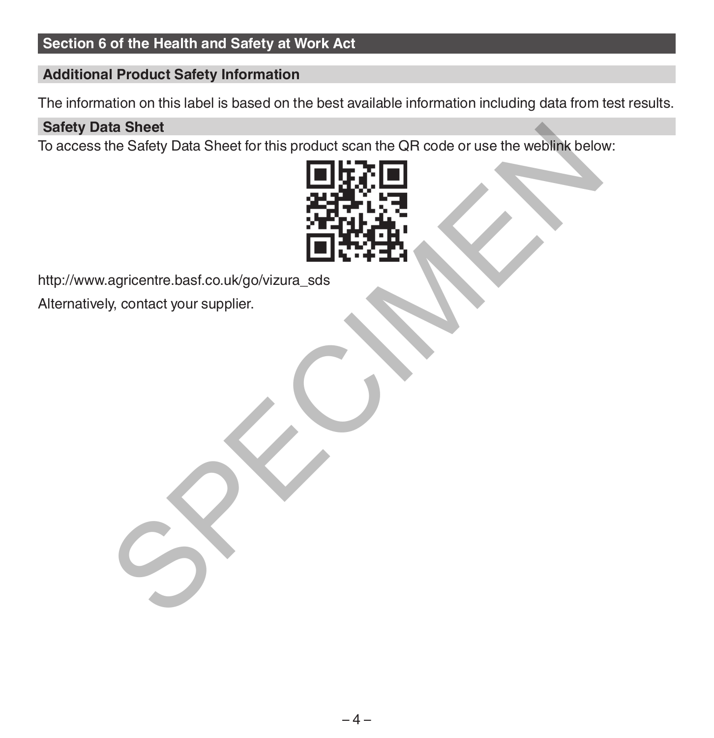## Section 6 of the Health and Safety at Work Act

### Additional Product Safety Information

The information on this label is based on the best available information including data from test results.

### Safety Data Sheet

To access the Safety Data Sheet for this product scan the QR code or use the weblink below:

http://www.agricentre.basf.co.uk/go/vizura_sds

Alternatively, contact your supplier.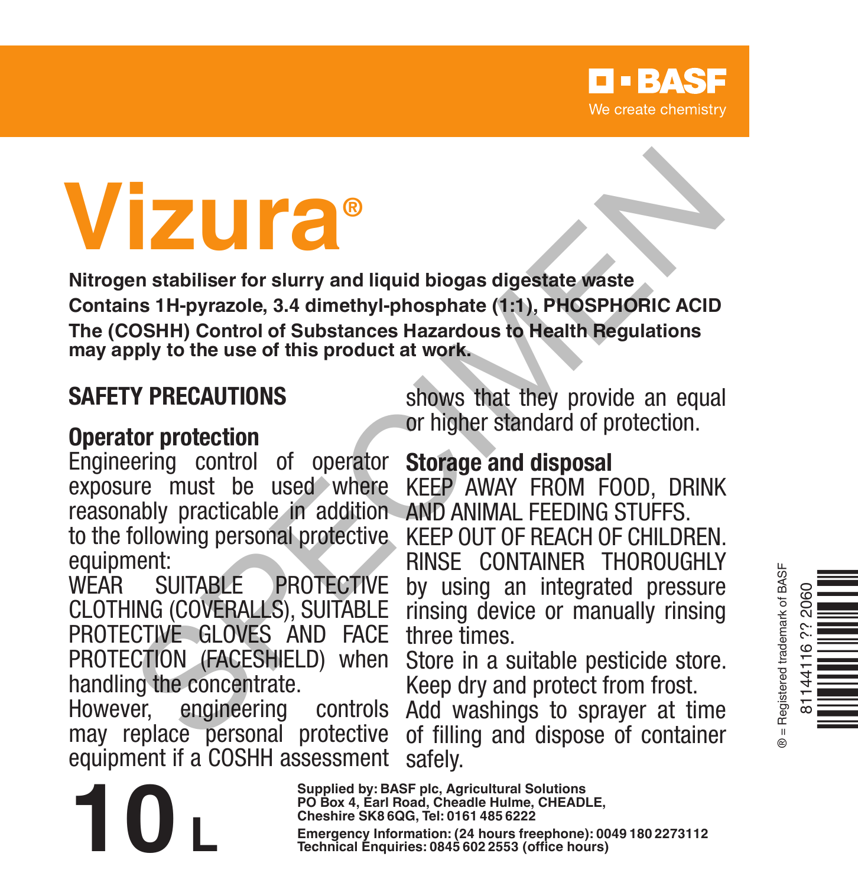BASF
We create chemistry

# Vizura®

**Nitrogen stabiliser for slurry and liquid biogas digestate waste**

**Contains 1H-pyrazole, 3.4 dimethyl-phosphate (1:1), PHOSPHORIC ACID**

**The (COSHH) Control of Substances Hazardous to Health Regulations may apply to the use of this product at work.**

SPECIMEN

## SAFETY PRECAUTIONS

### Operator protection

Engineering control of operator exposure must be used where reasonably practicable in addition to the following personal protective equipment:

WEAR SUITABLE PROTECTIVE CLOTHING (COVERALLS), SUITABLE PROTECTIVE GLOVES AND FACE PROTECTION (FACESHIELD) when handling the concentrate.

However, engineering controls may replace personal protective equipment if a COSHH assessment shows that they provide an equal or higher standard of protection.

### Storage and disposal

KEEP AWAY FROM FOOD, DRINK AND ANIMAL FEEDING STUFFS.

KEEP OUT OF REACH OF CHILDREN.

RINSE CONTAINER THOROUGHLY by using an integrated pressure rinsing device or manually rinsing three times.

Store in a suitable pesticide store. Keep dry and protect from frost.

Add washings to sprayer at time of filling and dispose of container safely.

® = Registered trademark of BASF

81144116 ?? 2060

**10 L**

**Supplied by: BASF plc, Agricultural Solutions**
**PO Box 4, Earl Road, Cheadle Hulme, CHEADLE, Cheshire SK8 6QG, Tel: 0161 485 6222**

**Emergency Information: (24 hours freephone): 0049 180 2273112**
**Technical Enquiries: 0845 602 2553 (office hours)**